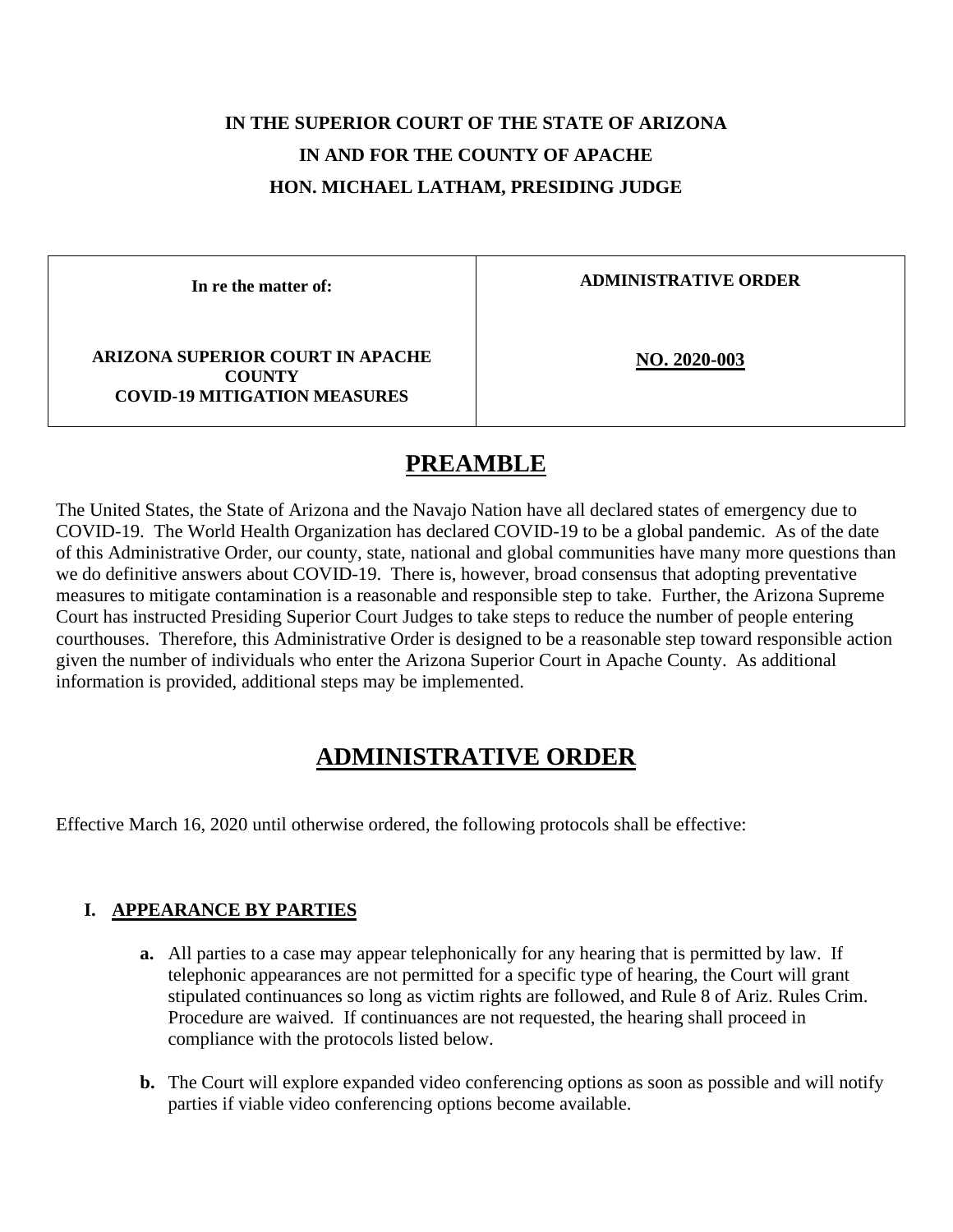**IN THE SUPERIOR COURT OF THE STATE OF ARIZONA**
**IN AND FOR THE COUNTY OF APACHE**
**HON. MICHAEL LATHAM, PRESIDING JUDGE**

| In re the matter of: | ADMINISTRATIVE ORDER |
| --- | --- |
| **ARIZONA SUPERIOR COURT IN APACHE COUNTY COVID-19 MITIGATION MEASURES** | **NO. 2020-003** |

# PREAMBLE

The United States, the State of Arizona and the Navajo Nation have all declared states of emergency due to COVID-19. The World Health Organization has declared COVID-19 to be a global pandemic. As of the date of this Administrative Order, our county, state, national and global communities have many more questions than we do definitive answers about COVID-19. There is, however, broad consensus that adopting preventative measures to mitigate contamination is a reasonable and responsible step to take. Further, the Arizona Supreme Court has instructed Presiding Superior Court Judges to take steps to reduce the number of people entering courthouses. Therefore, this Administrative Order is designed to be a reasonable step toward responsible action given the number of individuals who enter the Arizona Superior Court in Apache County. As additional information is provided, additional steps may be implemented.

# ADMINISTRATIVE ORDER

Effective March 16, 2020 until otherwise ordered, the following protocols shall be effective:

## I. APPEARANCE BY PARTIES

**a.** All parties to a case may appear telephonically for any hearing that is permitted by law. If telephonic appearances are not permitted for a specific type of hearing, the Court will grant stipulated continuances so long as victim rights are followed, and Rule 8 of Ariz. Rules Crim. Procedure are waived. If continuances are not requested, the hearing shall proceed in compliance with the protocols listed below.

**b.** The Court will explore expanded video conferencing options as soon as possible and will notify parties if viable video conferencing options become available.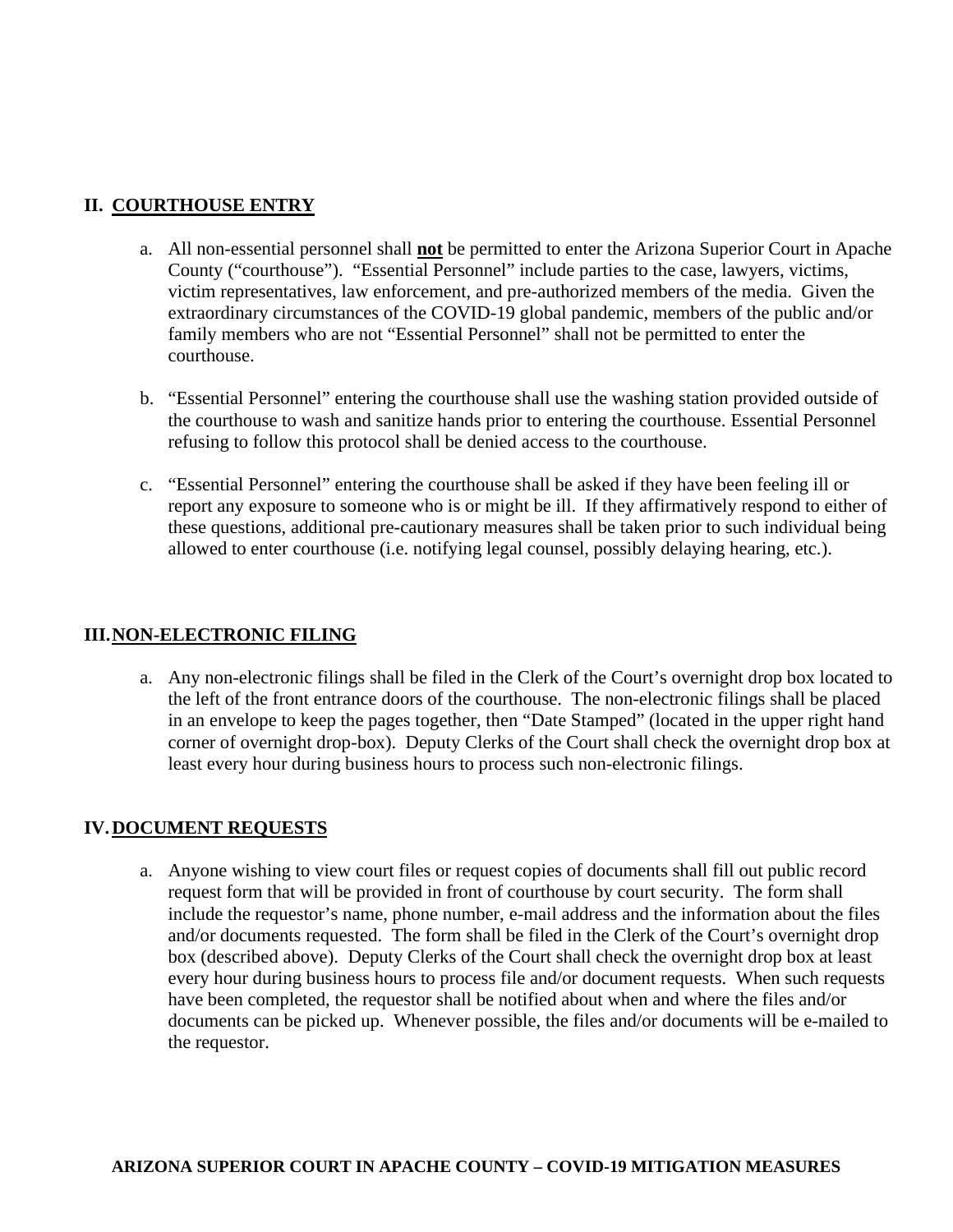## II. COURTHOUSE ENTRY

a. All non-essential personnel shall **not** be permitted to enter the Arizona Superior Court in Apache County ("courthouse"). "Essential Personnel" include parties to the case, lawyers, victims, victim representatives, law enforcement, and pre-authorized members of the media. Given the extraordinary circumstances of the COVID-19 global pandemic, members of the public and/or family members who are not "Essential Personnel" shall not be permitted to enter the courthouse.

b. "Essential Personnel" entering the courthouse shall use the washing station provided outside of the courthouse to wash and sanitize hands prior to entering the courthouse. Essential Personnel refusing to follow this protocol shall be denied access to the courthouse.

c. "Essential Personnel" entering the courthouse shall be asked if they have been feeling ill or report any exposure to someone who is or might be ill. If they affirmatively respond to either of these questions, additional pre-cautionary measures shall be taken prior to such individual being allowed to enter courthouse (i.e. notifying legal counsel, possibly delaying hearing, etc.).

## III. NON-ELECTRONIC FILING

a. Any non-electronic filings shall be filed in the Clerk of the Court's overnight drop box located to the left of the front entrance doors of the courthouse. The non-electronic filings shall be placed in an envelope to keep the pages together, then "Date Stamped" (located in the upper right hand corner of overnight drop-box). Deputy Clerks of the Court shall check the overnight drop box at least every hour during business hours to process such non-electronic filings.

## IV. DOCUMENT REQUESTS

a. Anyone wishing to view court files or request copies of documents shall fill out public record request form that will be provided in front of courthouse by court security. The form shall include the requestor's name, phone number, e-mail address and the information about the files and/or documents requested. The form shall be filed in the Clerk of the Court's overnight drop box (described above). Deputy Clerks of the Court shall check the overnight drop box at least every hour during business hours to process file and/or document requests. When such requests have been completed, the requestor shall be notified about when and where the files and/or documents can be picked up. Whenever possible, the files and/or documents will be e-mailed to the requestor.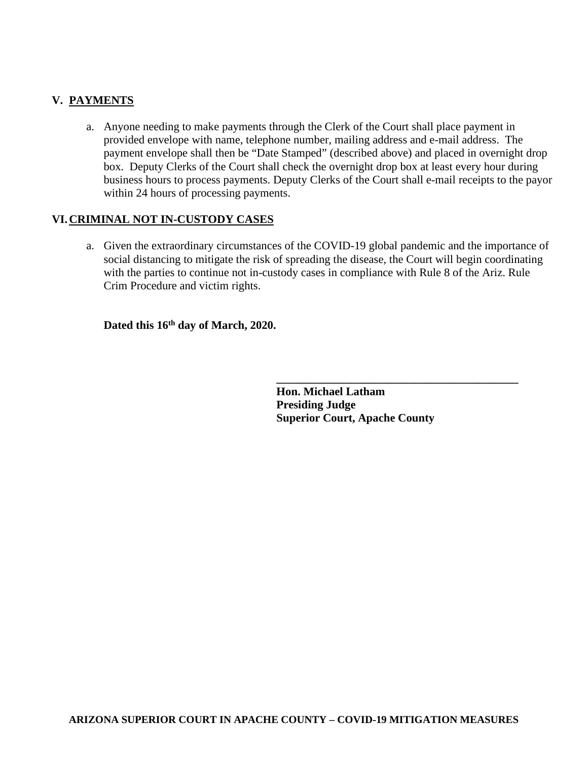## V. PAYMENTS

a. Anyone needing to make payments through the Clerk of the Court shall place payment in provided envelope with name, telephone number, mailing address and e-mail address. The payment envelope shall then be "Date Stamped" (described above) and placed in overnight drop box. Deputy Clerks of the Court shall check the overnight drop box at least every hour during business hours to process payments. Deputy Clerks of the Court shall e-mail receipts to the payor within 24 hours of processing payments.

## VI. CRIMINAL NOT IN-CUSTODY CASES

a. Given the extraordinary circumstances of the COVID-19 global pandemic and the importance of social distancing to mitigate the risk of spreading the disease, the Court will begin coordinating with the parties to continue not in-custody cases in compliance with Rule 8 of the Ariz. Rule Crim Procedure and victim rights.

**Dated this 16th day of March, 2020.**

\_\_\_\_\_\_\_\_\_\_\_\_\_\_\_\_\_\_\_\_\_\_\_\_\_\_\_\_\_\_\_\_\_\_\_\_\_\_\_\_

**Hon. Michael Latham**
**Presiding Judge**
**Superior Court, Apache County**